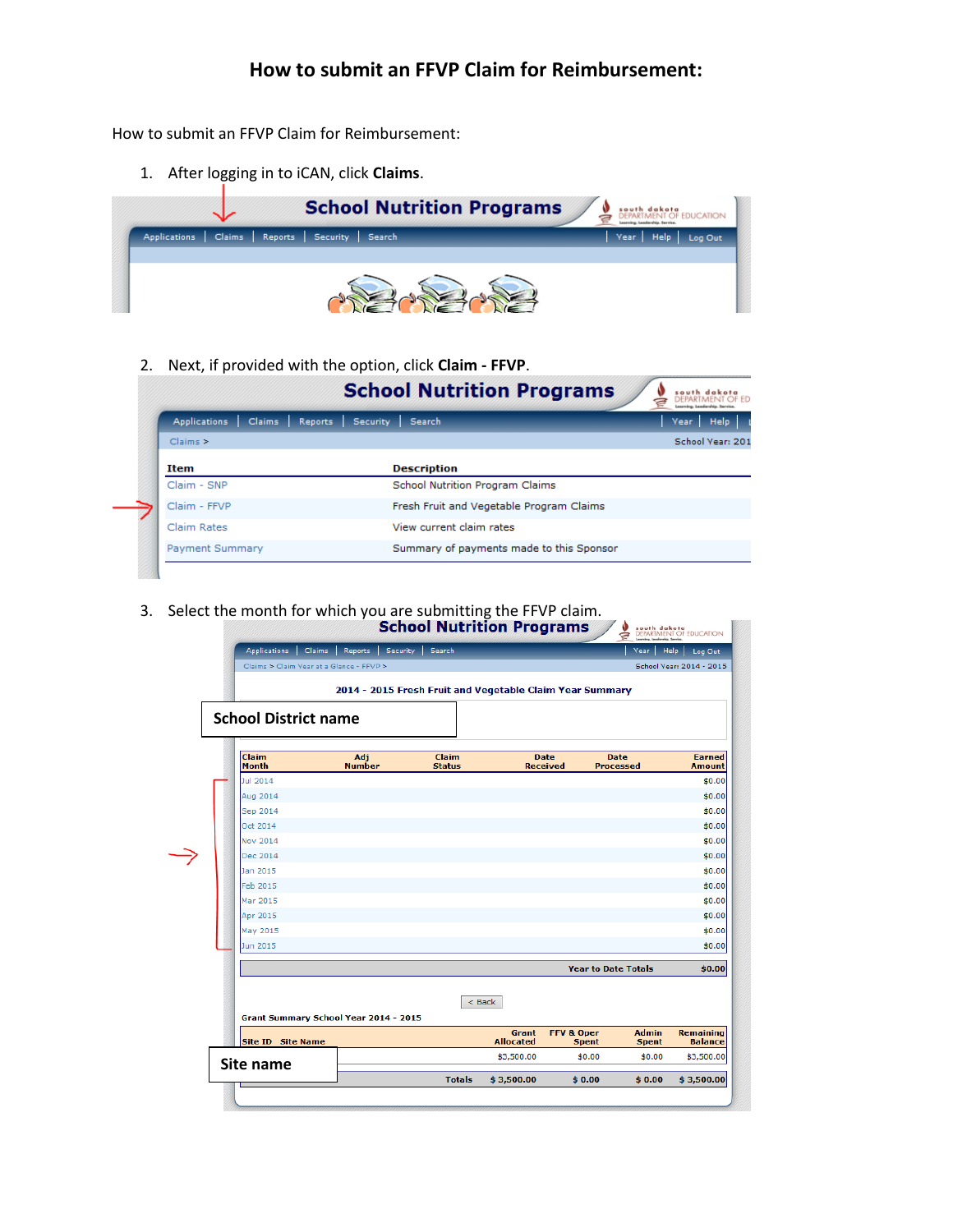# How to submit an FFVP Claim for Reimbursement:

How to submit an FFVP Claim for Reimbursement:

1. After logging in to iCAN, click **Claims**.

School Nutrition Programs

Applications | Claims | Reports | Security | Search | Year | Help | Log Out

2. Next, if provided with the option, click **Claim - FFVP**.

School Nutrition Programs

Applications | Claims | Reports | Security | Search | Year | Help |

Claims > School Year: 201

| Item | Description |
|---|---|
| Claim - SNP | School Nutrition Program Claims |
| Claim - FFVP | Fresh Fruit and Vegetable Program Claims |
| Claim Rates | View current claim rates |
| Payment Summary | Summary of payments made to this Sponsor |

3. Select the month for which you are submitting the FFVP claim.

School Nutrition Programs

Applications | Claims | Reports | Security | Search | Year | Help | Log Out

Claims > Claim Year at a Glance - FFVP > School Year: 2014 - 2015

2014 - 2015 Fresh Fruit and Vegetable Claim Year Summary

School District name

| Claim Month | Adj Number | Claim Status | Date Received | Date Processed | Earned Amount |
|---|---|---|---|---|---|
| Jul 2014 | | | | | $0.00 |
| Aug 2014 | | | | | $0.00 |
| Sep 2014 | | | | | $0.00 |
| Oct 2014 | | | | | $0.00 |
| Nov 2014 | | | | | $0.00 |
| Dec 2014 | | | | | $0.00 |
| Jan 2015 | | | | | $0.00 |
| Feb 2015 | | | | | $0.00 |
| Mar 2015 | | | | | $0.00 |
| Apr 2015 | | | | | $0.00 |
| May 2015 | | | | | $0.00 |
| Jun 2015 | | | | | $0.00 |
| | | | | Year to Date Totals | $0.00 |

< Back

Grant Summary School Year 2014 - 2015

| Site ID Site Name | Grant Allocated | FFV & Oper Spent | Admin Spent | Remaining Balance |
|---|---|---|---|---|
| Site name | $3,500.00 | $0.00 | $0.00 | $3,500.00 |
| Totals | $ 3,500.00 | $ 0.00 | $ 0.00 | $ 3,500.00 |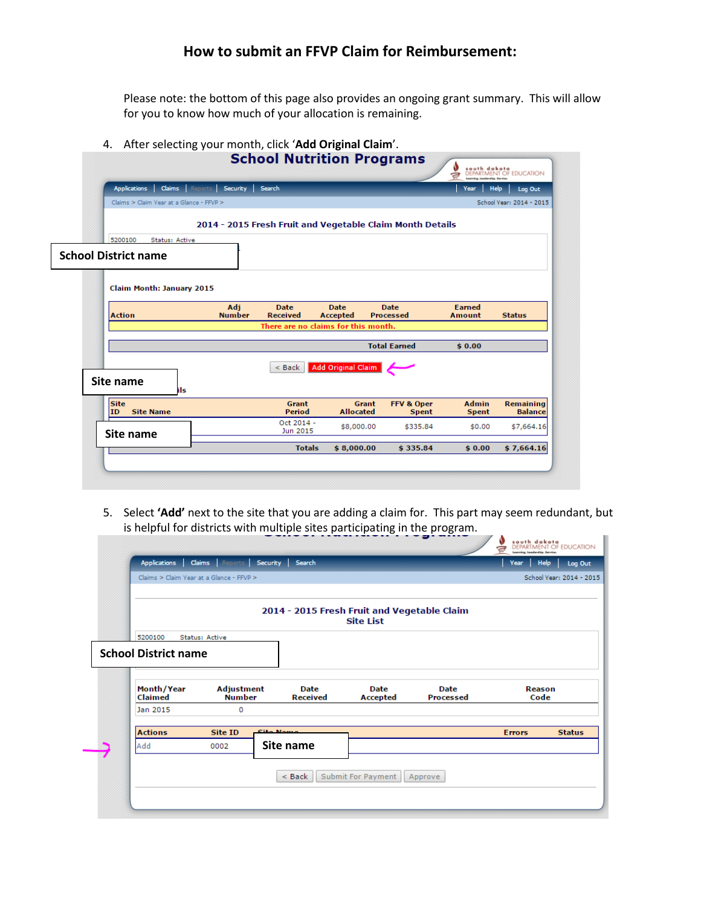# How to submit an FFVP Claim for Reimbursement:

Please note: the bottom of this page also provides an ongoing grant summary. This will allow for you to know how much of your allocation is remaining.

4. After selecting your month, click '**Add Original Claim**'.

School Nutrition Programs

Applications | Claims | Reports | Security | Search | Year | Help | Log Out

Claims > Claim Year at a Glance - FFVP >

School Year: 2014 - 2015

**2014 - 2015 Fresh Fruit and Vegetable Claim Month Details**

5200100 Status: Active

School District name

Claim Month: January 2015

| Action | Adj Number | Date Received | Date Accepted | Date Processed | Earned Amount | Status |
|---|---|---|---|---|---|---|
| There are no claims for this month. | | | | | | |
| | | | | Total Earned | $ 0.00 | |

< Back | Add Original Claim

Site name

| Site ID | Site Name | Grant Period | Grant Allocated | FFV & Oper Spent | Admin Spent | Remaining Balance |
|---|---|---|---|---|---|---|
| | Site name | Oct 2014 - Jun 2015 | $8,000.00 | $335.84 | $0.00 | $7,664.16 |
| | | Totals | $ 8,000.00 | $ 335.84 | $ 0.00 | $ 7,664.16 |

5. Select '**Add**' next to the site that you are adding a claim for. This part may seem redundant, but is helpful for districts with multiple sites participating in the program.

Applications | Claims | Reports | Security | Search | Year | Help | Log Out

Claims > Claim Year at a Glance - FFVP >

School Year: 2014 - 2015

**2014 - 2015 Fresh Fruit and Vegetable Claim Site List**

5200100 Status: Active

School District name

| Month/Year Claimed | Adjustment Number | Date Received | Date Accepted | Date Processed | Reason Code |
|---|---|---|---|---|---|
| Jan 2015 | 0 | | | | |

| Actions | Site ID | Site Name | Errors | Status |
|---|---|---|---|---|
| Add | 0002 | Site name | | |

< Back | Submit For Payment | Approve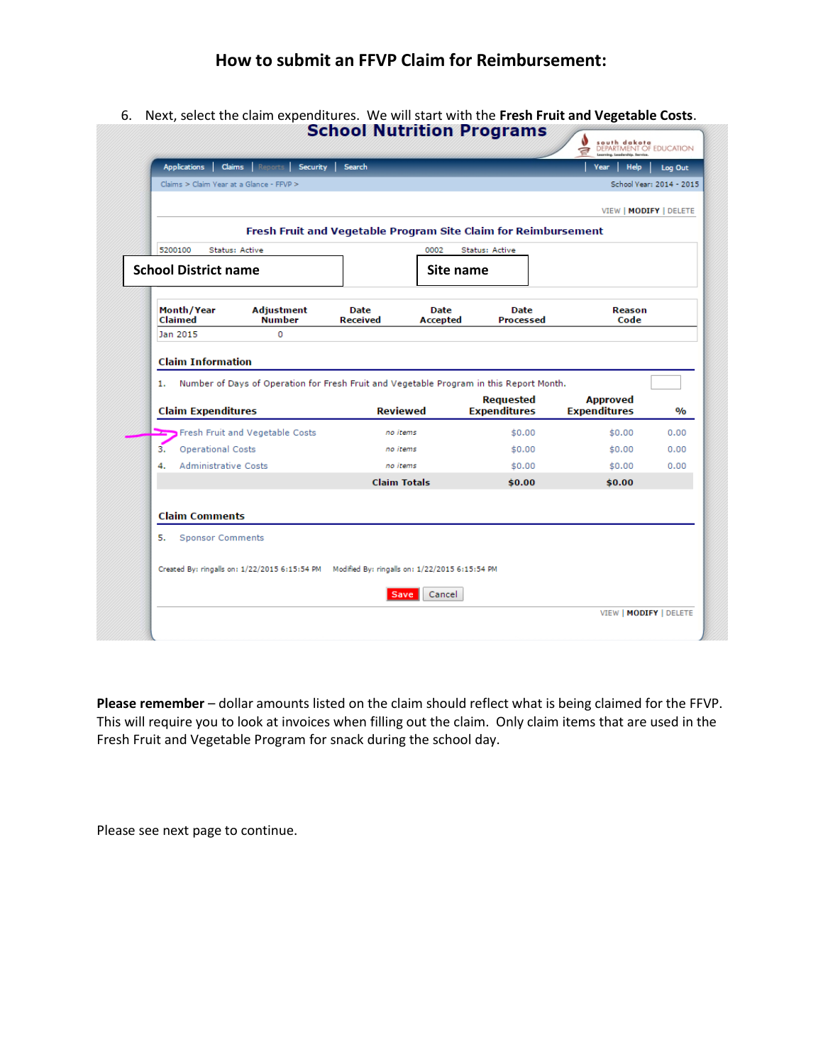# How to submit an FFVP Claim for Reimbursement:

6. Next, select the claim expenditures. We will start with the **Fresh Fruit and Vegetable Costs**.

**School Nutrition Programs**

south dakota DEPARTMENT OF EDUCATION

Applications | Claims | Reports | Security | Search | Year | Help | Log Out

Claims > Claim Year at a Glance - FFVP >

School Year: 2014 - 2015

VIEW | MODIFY | DELETE

**Fresh Fruit and Vegetable Program Site Claim for Reimbursement**

5200100 Status: Active

**School District name**

0002 Status: Active

**Site name**

| Month/Year Claimed | Adjustment Number | Date Received | Date Accepted | Date Processed | Reason Code |
|---|---|---|---|---|---|
| Jan 2015 | 0 | | | | |

**Claim Information**

1. Number of Days of Operation for Fresh Fruit and Vegetable Program in this Report Month.

| Claim Expenditures | Reviewed | Requested Expenditures | Approved Expenditures | % |
|---|---|---|---|---|
| Fresh Fruit and Vegetable Costs | no items | $0.00 | $0.00 | 0.00 |
| 3. Operational Costs | no items | $0.00 | $0.00 | 0.00 |
| 4. Administrative Costs | no items | $0.00 | $0.00 | 0.00 |
| | **Claim Totals** | **$0.00** | **$0.00** | |

**Claim Comments**

5. Sponsor Comments

Created By: ringalls on: 1/22/2015 6:15:54 PM Modified By: ringalls on: 1/22/2015 6:15:54 PM

Save | Cancel

VIEW | MODIFY | DELETE

**Please remember** – dollar amounts listed on the claim should reflect what is being claimed for the FFVP. This will require you to look at invoices when filling out the claim. Only claim items that are used in the Fresh Fruit and Vegetable Program for snack during the school day.

Please see next page to continue.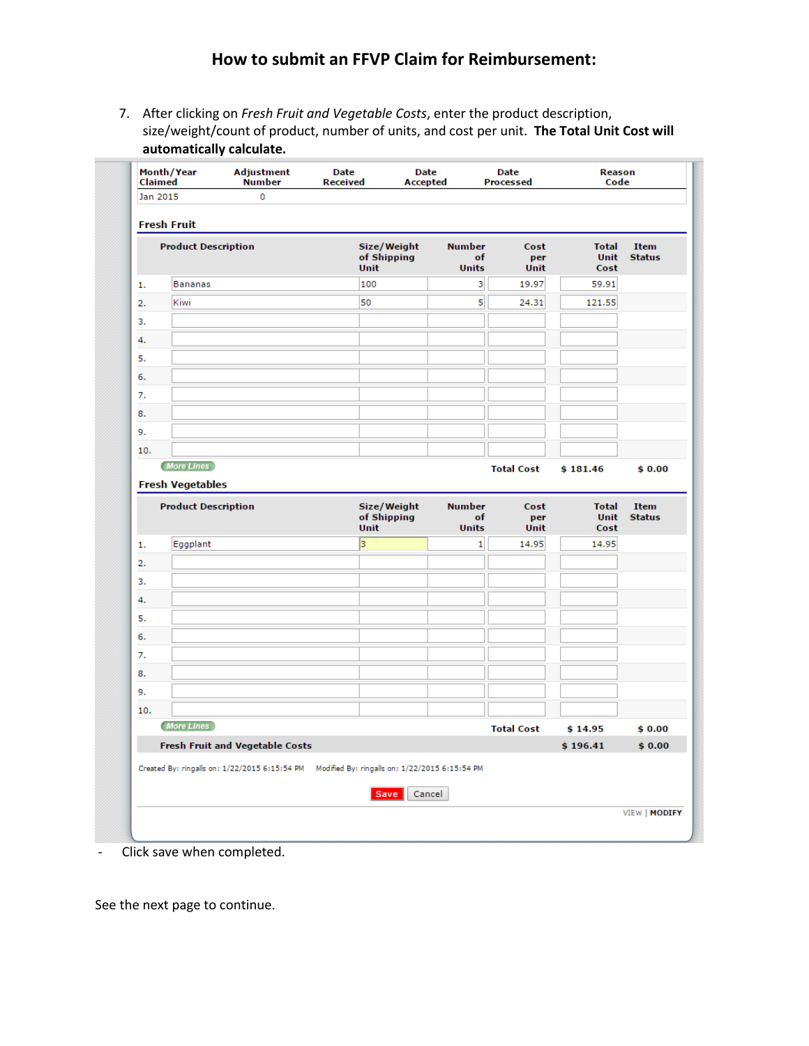# How to submit an FFVP Claim for Reimbursement:

7. After clicking on *Fresh Fruit and Vegetable Costs*, enter the product description, size/weight/count of product, number of units, and cost per unit. **The Total Unit Cost will automatically calculate.**

| Month/Year Claimed | Adjustment Number | Date Received | Date Accepted | Date Processed | Reason Code |
|---|---|---|---|---|---|
| Jan 2015 | 0 | | | | |

**Fresh Fruit**

| | Product Description | Size/Weight of Shipping Unit | Number of Units | Cost per Unit | Total Unit Cost | Item Status |
|---|---|---|---|---|---|---|
| 1. | Bananas | 100 | 3 | 19.97 | 59.91 | |
| 2. | Kiwi | 50 | 5 | 24.31 | 121.55 | |
| 3. | | | | | | |
| 4. | | | | | | |
| 5. | | | | | | |
| 6. | | | | | | |
| 7. | | | | | | |
| 8. | | | | | | |
| 9. | | | | | | |
| 10. | | | | | | |
| | More Lines | | | Total Cost | $ 181.46 | $ 0.00 |

**Fresh Vegetables**

| | Product Description | Size/Weight of Shipping Unit | Number of Units | Cost per Unit | Total Unit Cost | Item Status |
|---|---|---|---|---|---|---|
| 1. | Eggplant | 3 | 1 | 14.95 | 14.95 | |
| 2. | | | | | | |
| 3. | | | | | | |
| 4. | | | | | | |
| 5. | | | | | | |
| 6. | | | | | | |
| 7. | | | | | | |
| 8. | | | | | | |
| 9. | | | | | | |
| 10. | | | | | | |
| | More Lines | | | Total Cost | $ 14.95 | $ 0.00 |
| | **Fresh Fruit and Vegetable Costs** | | | | $ 196.41 | $ 0.00 |

Created By: ringalls on: 1/22/2015 6:15:54 PM Modified By: ringalls on: 1/22/2015 6:15:54 PM

Save | Cancel

VIEW | MODIFY

- Click save when completed.

See the next page to continue.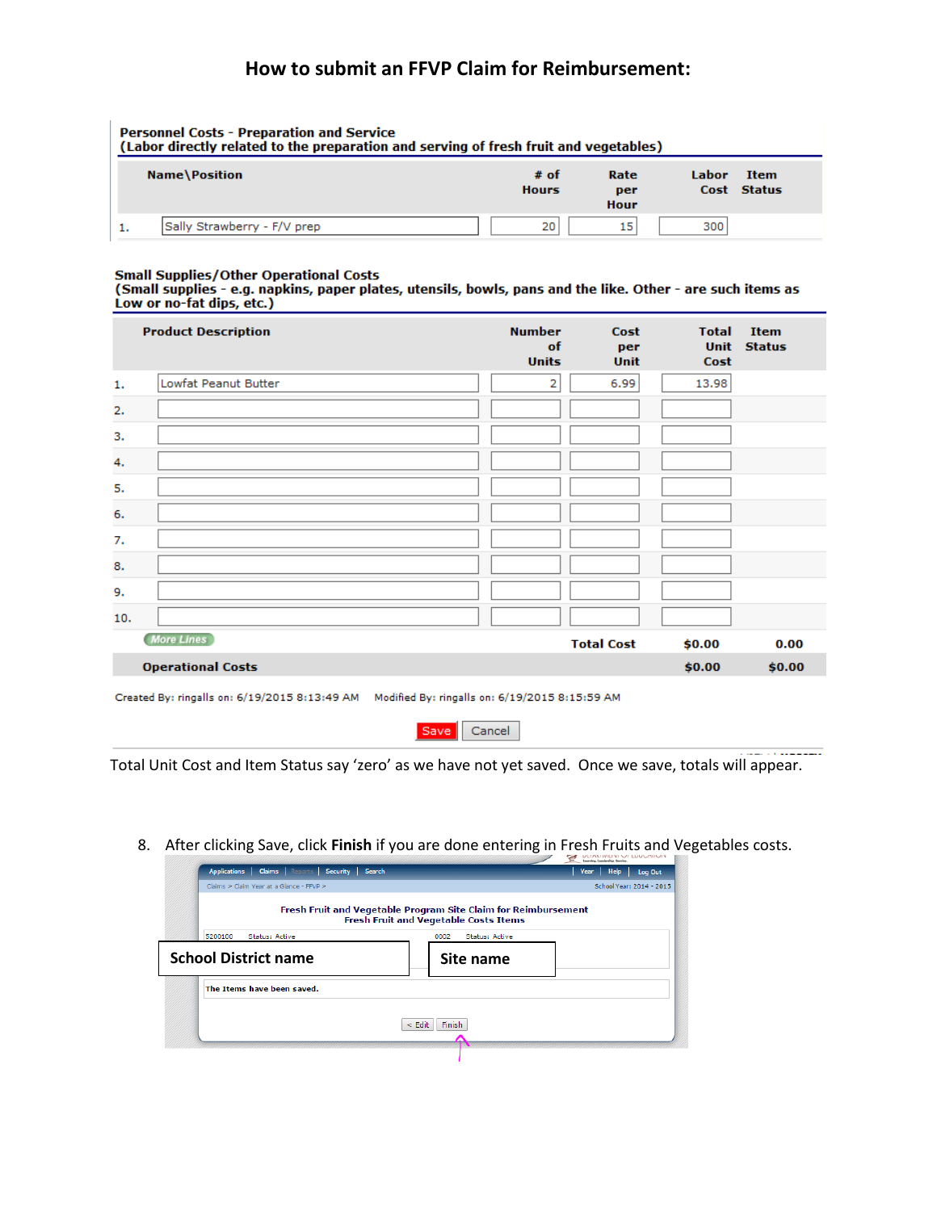# How to submit an FFVP Claim for Reimbursement:

**Personnel Costs - Preparation and Service**
**(Labor directly related to the preparation and serving of fresh fruit and vegetables)**

| | Name\Position | # of Hours | Rate per Hour | Labor Cost | Item Status |
|---|---|---|---|---|---|
| 1. | Sally Strawberry - F/V prep | 20 | 15 | 300 | |

**Small Supplies/Other Operational Costs**
**(Small supplies - e.g. napkins, paper plates, utensils, bowls, pans and the like. Other - are such items as Low or no-fat dips, etc.)**

| | Product Description | Number of Units | Cost per Unit | Total Unit Cost | Item Status |
|---|---|---|---|---|---|
| 1. | Lowfat Peanut Butter | 2 | 6.99 | 13.98 | |
| 2. | | | | | |
| 3. | | | | | |
| 4. | | | | | |
| 5. | | | | | |
| 6. | | | | | |
| 7. | | | | | |
| 8. | | | | | |
| 9. | | | | | |
| 10. | | | | | |
| | More Lines | | Total Cost | $0.00 | 0.00 |
| | **Operational Costs** | | | $0.00 | $0.00 |

Created By: ringalls on: 6/19/2015 8:13:49 AM    Modified By: ringalls on: 6/19/2015 8:15:59 AM

Save | Cancel

Total Unit Cost and Item Status say 'zero' as we have not yet saved. Once we save, totals will appear.

8. After clicking Save, click **Finish** if you are done entering in Fresh Fruits and Vegetables costs.

Applications | Claims | Reports | Security | Search | Year | Help | Log Out

Claims > Claim Year at a Glance - FFVP >    School Year: 2014 - 2015

**Fresh Fruit and Vegetable Program Site Claim for Reimbursement**
**Fresh Fruit and Vegetable Costs Items**

5200100 Status: Active    0002 Status: Active

School District name    Site name

The items have been saved.

< Edit | Finish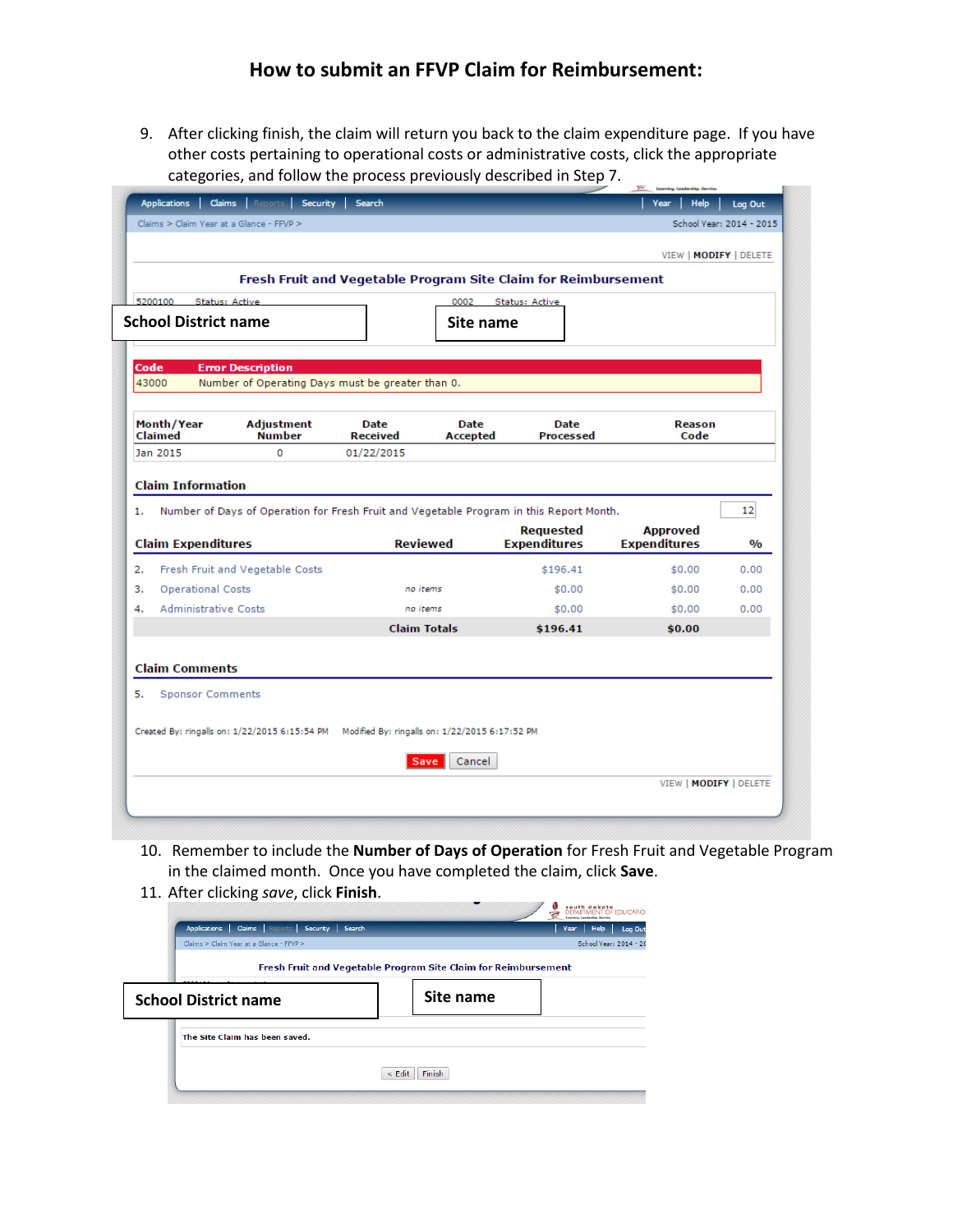# How to submit an FFVP Claim for Reimbursement:

9. After clicking finish, the claim will return you back to the claim expenditure page. If you have other costs pertaining to operational costs or administrative costs, click the appropriate categories, and follow the process previously described in Step 7.

Applications | Claims | Reports | Security | Search | Year | Help | Log Out

Claims > Claim Year at a Glance - FFVP > School Year: 2014 - 2015

VIEW | **MODIFY** | DELETE

**Fresh Fruit and Vegetable Program Site Claim for Reimbursement**

5200100 Status: Active 0002 Status: Active

**School District name** **Site name**

| Code | Error Description |
|---|---|
| 43000 | Number of Operating Days must be greater than 0. |

| Month/Year Claimed | Adjustment Number | Date Received | Date Accepted | Date Processed | Reason Code |
|---|---|---|---|---|---|
| Jan 2015 | 0 | 01/22/2015 | | | |

**Claim Information**

1. Number of Days of Operation for Fresh Fruit and Vegetable Program in this Report Month. 12

| Claim Expenditures | Reviewed | Requested Expenditures | Approved Expenditures | % |
|---|---|---|---|---|
| 2. Fresh Fruit and Vegetable Costs | | $196.41 | $0.00 | 0.00 |
| 3. Operational Costs | no items | $0.00 | $0.00 | 0.00 |
| 4. Administrative Costs | no items | $0.00 | $0.00 | 0.00 |
| | Claim Totals | $196.41 | $0.00 | |

**Claim Comments**

5. Sponsor Comments

Created By: ringalls on: 1/22/2015 6:15:54 PM Modified By: ringalls on: 1/22/2015 6:17:52 PM

Save | Cancel

VIEW | **MODIFY** | DELETE

10. Remember to include the **Number of Days of Operation** for Fresh Fruit and Vegetable Program in the claimed month. Once you have completed the claim, click **Save**.
11. After clicking *save*, click **Finish**.

Applications | Claims | Reports | Security | Search | Year | Help | Log Out

Claims > Claim Year at a Glance - FFVP > School Year: 2014 - 20

**Fresh Fruit and Vegetable Program Site Claim for Reimbursement**

**School District name** **Site name**

The Site Claim has been saved.

< Edit | Finish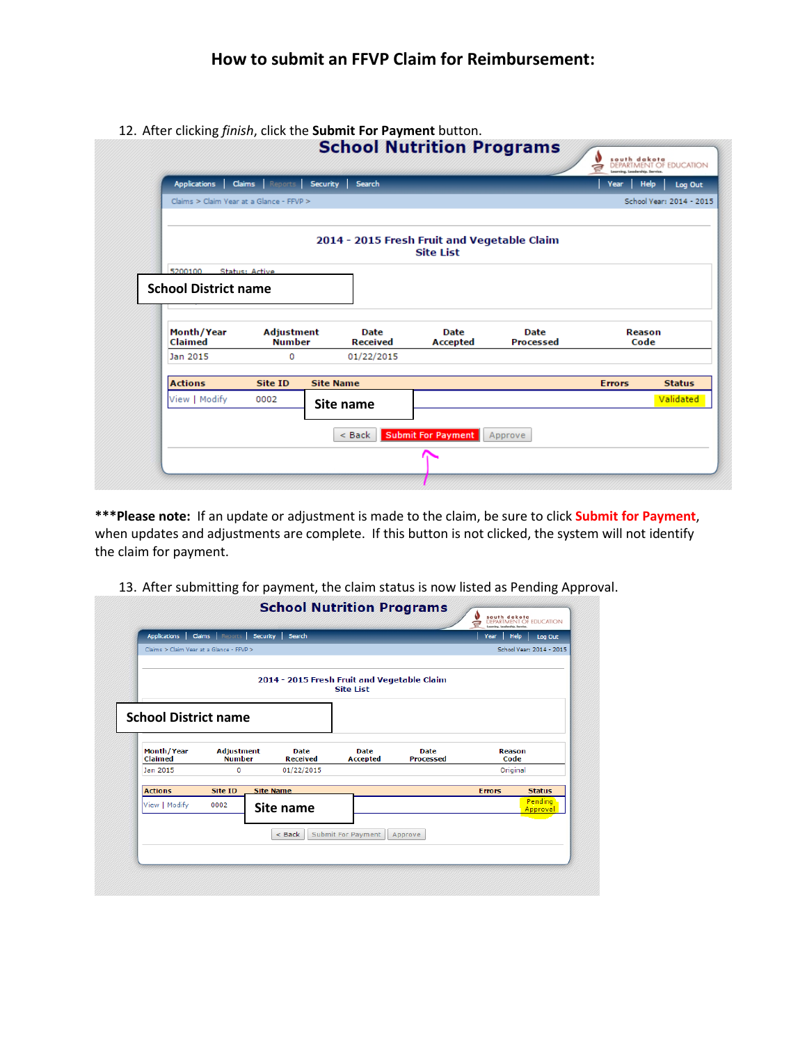# How to submit an FFVP Claim for Reimbursement:

12. After clicking *finish*, click the **Submit For Payment** button.

***Please note:** If an update or adjustment is made to the claim, be sure to click **Submit for Payment**, when updates and adjustments are complete. If this button is not clicked, the system will not identify the claim for payment.

13. After submitting for payment, the claim status is now listed as Pending Approval.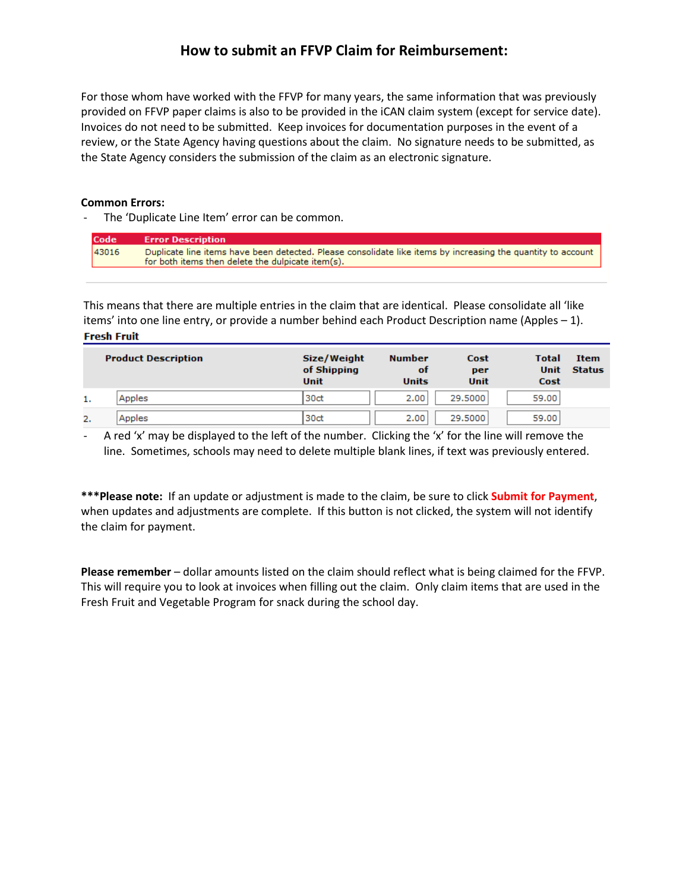## How to submit an FFVP Claim for Reimbursement:

For those whom have worked with the FFVP for many years, the same information that was previously provided on FFVP paper claims is also to be provided in the iCAN claim system (except for service date). Invoices do not need to be submitted. Keep invoices for documentation purposes in the event of a review, or the State Agency having questions about the claim. No signature needs to be submitted, as the State Agency considers the submission of the claim as an electronic signature.

**Common Errors:**

- The 'Duplicate Line Item' error can be common.

| Code | Error Description |
| --- | --- |
| 43016 | Duplicate line items have been detected. Please consolidate like items by increasing the quantity to account for both items then delete the dulpicate item(s). |

This means that there are multiple entries in the claim that are identical. Please consolidate all 'like items' into one line entry, or provide a number behind each Product Description name (Apples – 1).

**Fresh Fruit**

| | Product Description | Size/Weight of Shipping Unit | Number of Units | Cost per Unit | Total Unit Cost | Item Status |
| --- | --- | --- | --- | --- | --- | --- |
| 1. | Apples | 30ct | 2.00 | 29.5000 | 59.00 | |
| 2. | Apples | 30ct | 2.00 | 29.5000 | 59.00 | |

- A red 'x' may be displayed to the left of the number. Clicking the 'x' for the line will remove the line. Sometimes, schools may need to delete multiple blank lines, if text was previously entered.

*****Please note:** If an update or adjustment is made to the claim, be sure to click **Submit for Payment**, when updates and adjustments are complete. If this button is not clicked, the system will not identify the claim for payment.

**Please remember** – dollar amounts listed on the claim should reflect what is being claimed for the FFVP. This will require you to look at invoices when filling out the claim. Only claim items that are used in the Fresh Fruit and Vegetable Program for snack during the school day.